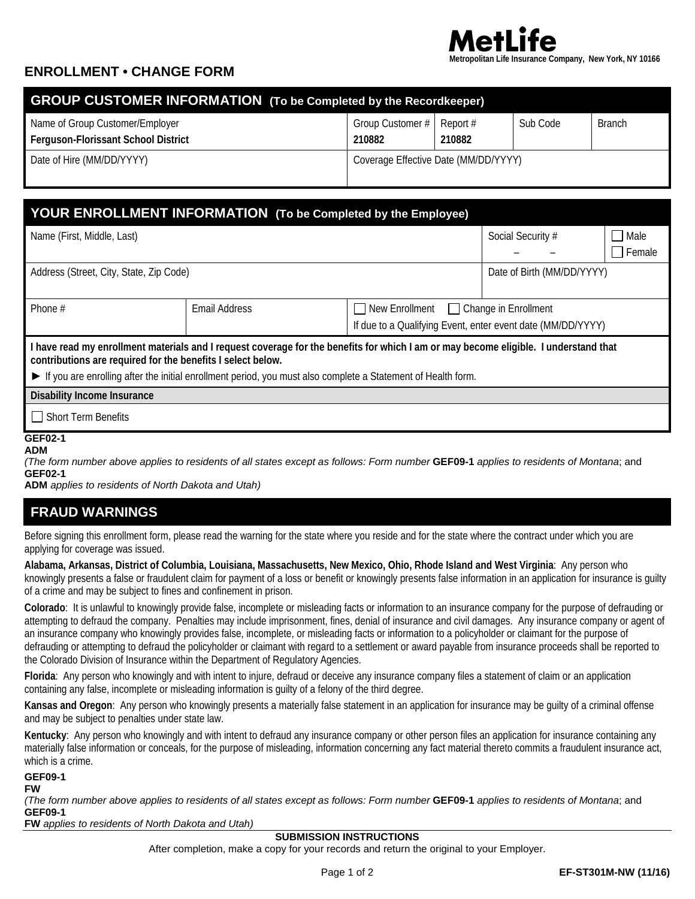MetLife
Metropolitan Life Insurance Company, New York, NY 10166

# ENROLLMENT • CHANGE FORM

## GROUP CUSTOMER INFORMATION (To be Completed by the Recordkeeper)

| Name of Group Customer/Employer | Group Customer # | Report # | Sub Code | Branch |
|---|---|---|---|---|
| **Ferguson-Florissant School District** | **210882** | **210882** | | |
| Date of Hire (MM/DD/YYYY) | Coverage Effective Date (MM/DD/YYYY) | | | |

## YOUR ENROLLMENT INFORMATION (To be Completed by the Employee)

| Name (First, Middle, Last) | | Social Security # – – | ☐ Male ☐ Female |
|---|---|---|---|
| Address (Street, City, State, Zip Code) | | Date of Birth (MM/DD/YYYY) | |
| Phone # | Email Address | ☐ New Enrollment ☐ Change in Enrollment<br>If due to a Qualifying Event, enter event date (MM/DD/YYYY) | |

**I have read my enrollment materials and I request coverage for the benefits for which I am or may become eligible. I understand that contributions are required for the benefits I select below.**

► If you are enrolling after the initial enrollment period, you must also complete a Statement of Health form.

**Disability Income Insurance**

☐ Short Term Benefits

**GEF02-1**
**ADM**
*(The form number above applies to residents of all states except as follows: Form number* **GEF09-1** *applies to residents of Montana*; and **GEF02-1**
**ADM** *applies to residents of North Dakota and Utah)*

## FRAUD WARNINGS

Before signing this enrollment form, please read the warning for the state where you reside and for the state where the contract under which you are applying for coverage was issued.

**Alabama, Arkansas, District of Columbia, Louisiana, Massachusetts, New Mexico, Ohio, Rhode Island and West Virginia**: Any person who knowingly presents a false or fraudulent claim for payment of a loss or benefit or knowingly presents false information in an application for insurance is guilty of a crime and may be subject to fines and confinement in prison.

**Colorado**: It is unlawful to knowingly provide false, incomplete or misleading facts or information to an insurance company for the purpose of defrauding or attempting to defraud the company. Penalties may include imprisonment, fines, denial of insurance and civil damages. Any insurance company or agent of an insurance company who knowingly provides false, incomplete, or misleading facts or information to a policyholder or claimant for the purpose of defrauding or attempting to defraud the policyholder or claimant with regard to a settlement or award payable from insurance proceeds shall be reported to the Colorado Division of Insurance within the Department of Regulatory Agencies.

**Florida**: Any person who knowingly and with intent to injure, defraud or deceive any insurance company files a statement of claim or an application containing any false, incomplete or misleading information is guilty of a felony of the third degree.

**Kansas and Oregon**: Any person who knowingly presents a materially false statement in an application for insurance may be guilty of a criminal offense and may be subject to penalties under state law.

**Kentucky**: Any person who knowingly and with intent to defraud any insurance company or other person files an application for insurance containing any materially false information or conceals, for the purpose of misleading, information concerning any fact material thereto commits a fraudulent insurance act, which is a crime.

**GEF09-1**
**FW**
*(The form number above applies to residents of all states except as follows: Form number* **GEF09-1** *applies to residents of Montana*; and **GEF09-1**
**FW** *applies to residents of North Dakota and Utah)*

**SUBMISSION INSTRUCTIONS**

After completion, make a copy for your records and return the original to your Employer.

**EF-ST301M-NW (11/16)**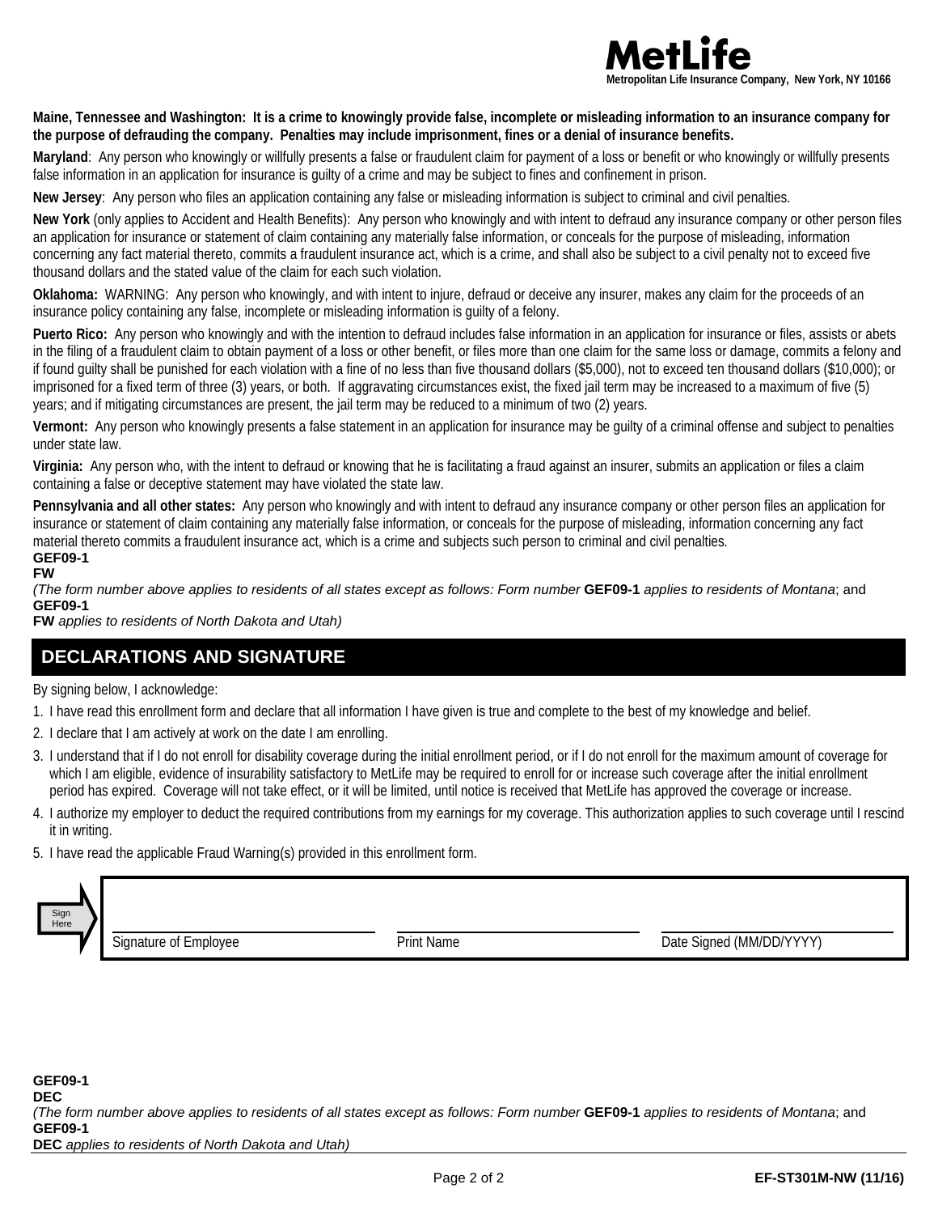Metropolitan Life Insurance Company, New York, NY 10166

**Maine, Tennessee and Washington: It is a crime to knowingly provide false, incomplete or misleading information to an insurance company for the purpose of defrauding the company. Penalties may include imprisonment, fines or a denial of insurance benefits.**

**Maryland**: Any person who knowingly or willfully presents a false or fraudulent claim for payment of a loss or benefit or who knowingly or willfully presents false information in an application for insurance is guilty of a crime and may be subject to fines and confinement in prison.

**New Jersey**: Any person who files an application containing any false or misleading information is subject to criminal and civil penalties.

**New York** (only applies to Accident and Health Benefits): Any person who knowingly and with intent to defraud any insurance company or other person files an application for insurance or statement of claim containing any materially false information, or conceals for the purpose of misleading, information concerning any fact material thereto, commits a fraudulent insurance act, which is a crime, and shall also be subject to a civil penalty not to exceed five thousand dollars and the stated value of the claim for each such violation.

**Oklahoma:** WARNING: Any person who knowingly, and with intent to injure, defraud or deceive any insurer, makes any claim for the proceeds of an insurance policy containing any false, incomplete or misleading information is guilty of a felony.

**Puerto Rico:** Any person who knowingly and with the intention to defraud includes false information in an application for insurance or files, assists or abets in the filing of a fraudulent claim to obtain payment of a loss or other benefit, or files more than one claim for the same loss or damage, commits a felony and if found guilty shall be punished for each violation with a fine of no less than five thousand dollars ($5,000), not to exceed ten thousand dollars ($10,000); or imprisoned for a fixed term of three (3) years, or both. If aggravating circumstances exist, the fixed jail term may be increased to a maximum of five (5) years; and if mitigating circumstances are present, the jail term may be reduced to a minimum of two (2) years.

**Vermont:** Any person who knowingly presents a false statement in an application for insurance may be guilty of a criminal offense and subject to penalties under state law.

**Virginia:** Any person who, with the intent to defraud or knowing that he is facilitating a fraud against an insurer, submits an application or files a claim containing a false or deceptive statement may have violated the state law.

**Pennsylvania and all other states:** Any person who knowingly and with intent to defraud any insurance company or other person files an application for insurance or statement of claim containing any materially false information, or conceals for the purpose of misleading, information concerning any fact material thereto commits a fraudulent insurance act, which is a crime and subjects such person to criminal and civil penalties.

**GEF09-1**
**FW**
*(The form number above applies to residents of all states except as follows: Form number* **GEF09-1** *applies to residents of Montana*; and **GEF09-1**
**FW** *applies to residents of North Dakota and Utah)*

## DECLARATIONS AND SIGNATURE

By signing below, I acknowledge:

1. I have read this enrollment form and declare that all information I have given is true and complete to the best of my knowledge and belief.
2. I declare that I am actively at work on the date I am enrolling.
3. I understand that if I do not enroll for disability coverage during the initial enrollment period, or if I do not enroll for the maximum amount of coverage for which I am eligible, evidence of insurability satisfactory to MetLife may be required to enroll for or increase such coverage after the initial enrollment period has expired. Coverage will not take effect, or it will be limited, until notice is received that MetLife has approved the coverage or increase.
4. I authorize my employer to deduct the required contributions from my earnings for my coverage. This authorization applies to such coverage until I rescind it in writing.
5. I have read the applicable Fraud Warning(s) provided in this enrollment form.

Sign Here

| | | |
|---|---|---|
| Signature of Employee | Print Name | Date Signed (MM/DD/YYYY) |

**GEF09-1**
**DEC**
*(The form number above applies to residents of all states except as follows: Form number* **GEF09-1** *applies to residents of Montana*; and **GEF09-1**
**DEC** *applies to residents of North Dakota and Utah)*

**EF-ST301M-NW (11/16)**